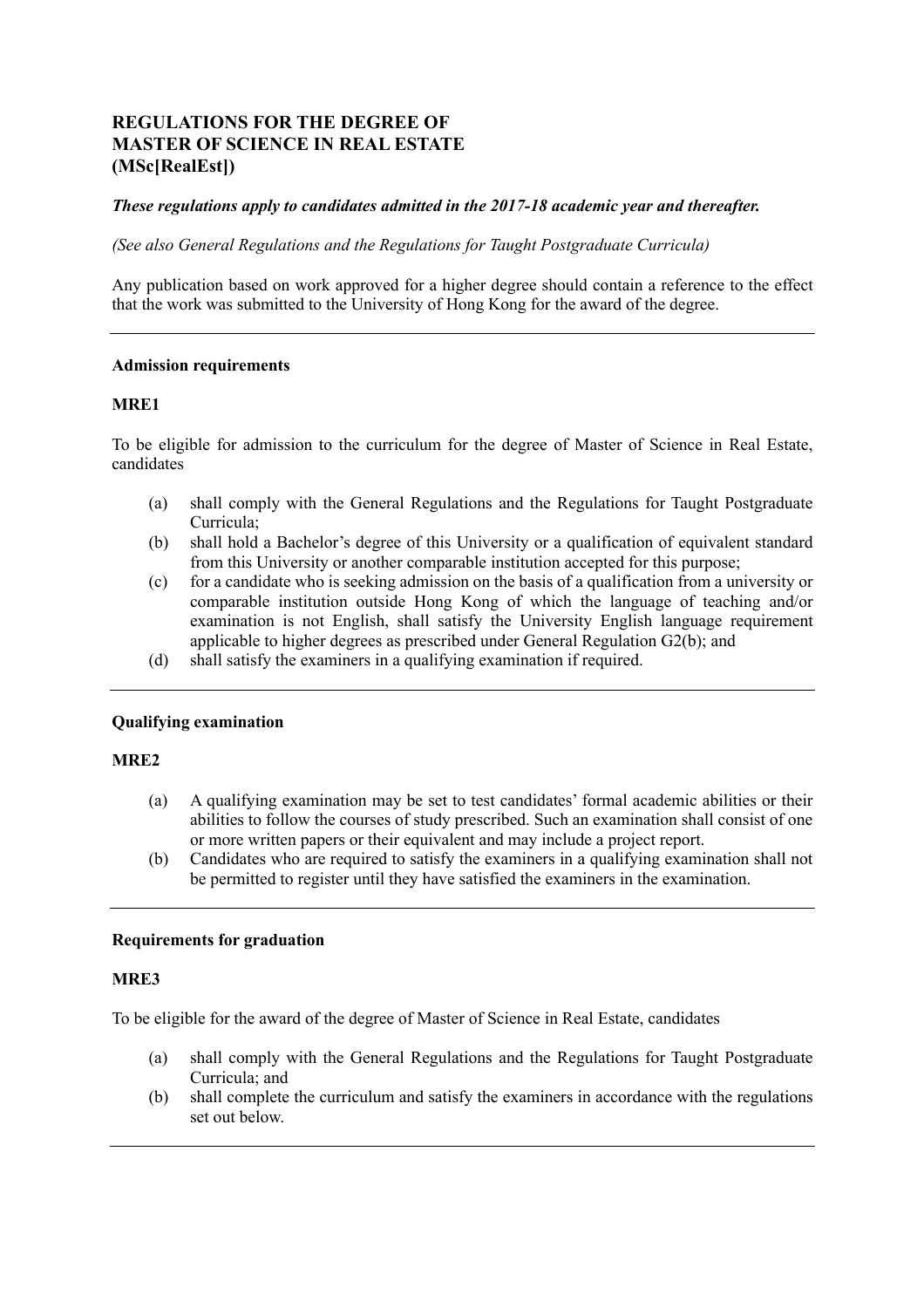# REGULATIONS FOR THE DEGREE OF MASTER OF SCIENCE IN REAL ESTATE (MSc[RealEst])

***These regulations apply to candidates admitted in the 2017-18 academic year and thereafter.***

*(See also General Regulations and the Regulations for Taught Postgraduate Curricula)*

Any publication based on work approved for a higher degree should contain a reference to the effect that the work was submitted to the University of Hong Kong for the award of the degree.

---

## Admission requirements

### MRE1

To be eligible for admission to the curriculum for the degree of Master of Science in Real Estate, candidates

- (a) shall comply with the General Regulations and the Regulations for Taught Postgraduate Curricula;
- (b) shall hold a Bachelor's degree of this University or a qualification of equivalent standard from this University or another comparable institution accepted for this purpose;
- (c) for a candidate who is seeking admission on the basis of a qualification from a university or comparable institution outside Hong Kong of which the language of teaching and/or examination is not English, shall satisfy the University English language requirement applicable to higher degrees as prescribed under General Regulation G2(b); and
- (d) shall satisfy the examiners in a qualifying examination if required.

---

## Qualifying examination

### MRE2

- (a) A qualifying examination may be set to test candidates' formal academic abilities or their abilities to follow the courses of study prescribed. Such an examination shall consist of one or more written papers or their equivalent and may include a project report.
- (b) Candidates who are required to satisfy the examiners in a qualifying examination shall not be permitted to register until they have satisfied the examiners in the examination.

---

## Requirements for graduation

### MRE3

To be eligible for the award of the degree of Master of Science in Real Estate, candidates

- (a) shall comply with the General Regulations and the Regulations for Taught Postgraduate Curricula; and
- (b) shall complete the curriculum and satisfy the examiners in accordance with the regulations set out below.

---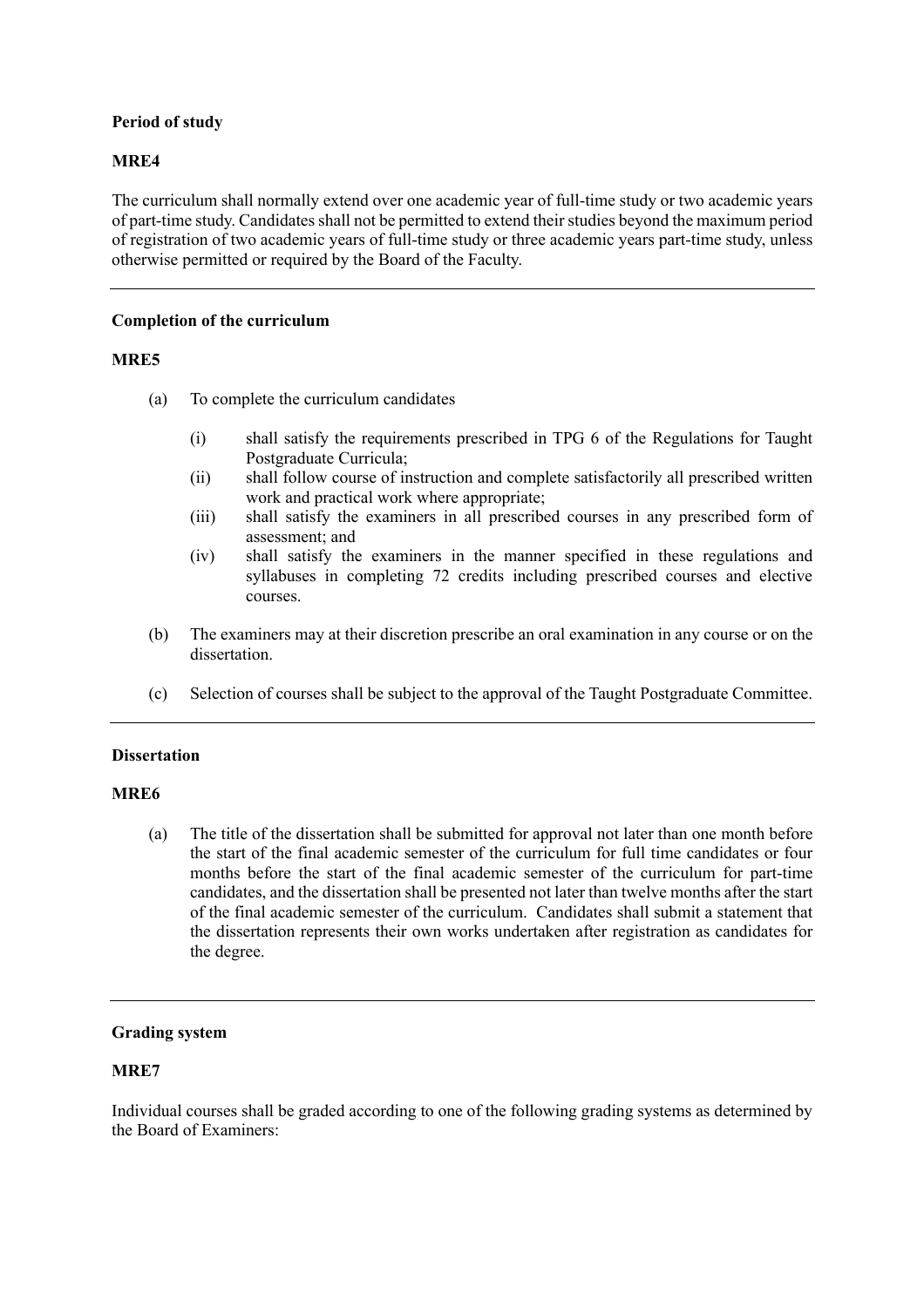**Period of study**

**MRE4**

The curriculum shall normally extend over one academic year of full-time study or two academic years of part-time study. Candidates shall not be permitted to extend their studies beyond the maximum period of registration of two academic years of full-time study or three academic years part-time study, unless otherwise permitted or required by the Board of the Faculty.

---

**Completion of the curriculum**

**MRE5**

(a) To complete the curriculum candidates

- (i) shall satisfy the requirements prescribed in TPG 6 of the Regulations for Taught Postgraduate Curricula;
- (ii) shall follow course of instruction and complete satisfactorily all prescribed written work and practical work where appropriate;
- (iii) shall satisfy the examiners in all prescribed courses in any prescribed form of assessment; and
- (iv) shall satisfy the examiners in the manner specified in these regulations and syllabuses in completing 72 credits including prescribed courses and elective courses.

(b) The examiners may at their discretion prescribe an oral examination in any course or on the dissertation.

(c) Selection of courses shall be subject to the approval of the Taught Postgraduate Committee.

---

**Dissertation**

**MRE6**

(a) The title of the dissertation shall be submitted for approval not later than one month before the start of the final academic semester of the curriculum for full time candidates or four months before the start of the final academic semester of the curriculum for part-time candidates, and the dissertation shall be presented not later than twelve months after the start of the final academic semester of the curriculum. Candidates shall submit a statement that the dissertation represents their own works undertaken after registration as candidates for the degree.

---

**Grading system**

**MRE7**

Individual courses shall be graded according to one of the following grading systems as determined by the Board of Examiners: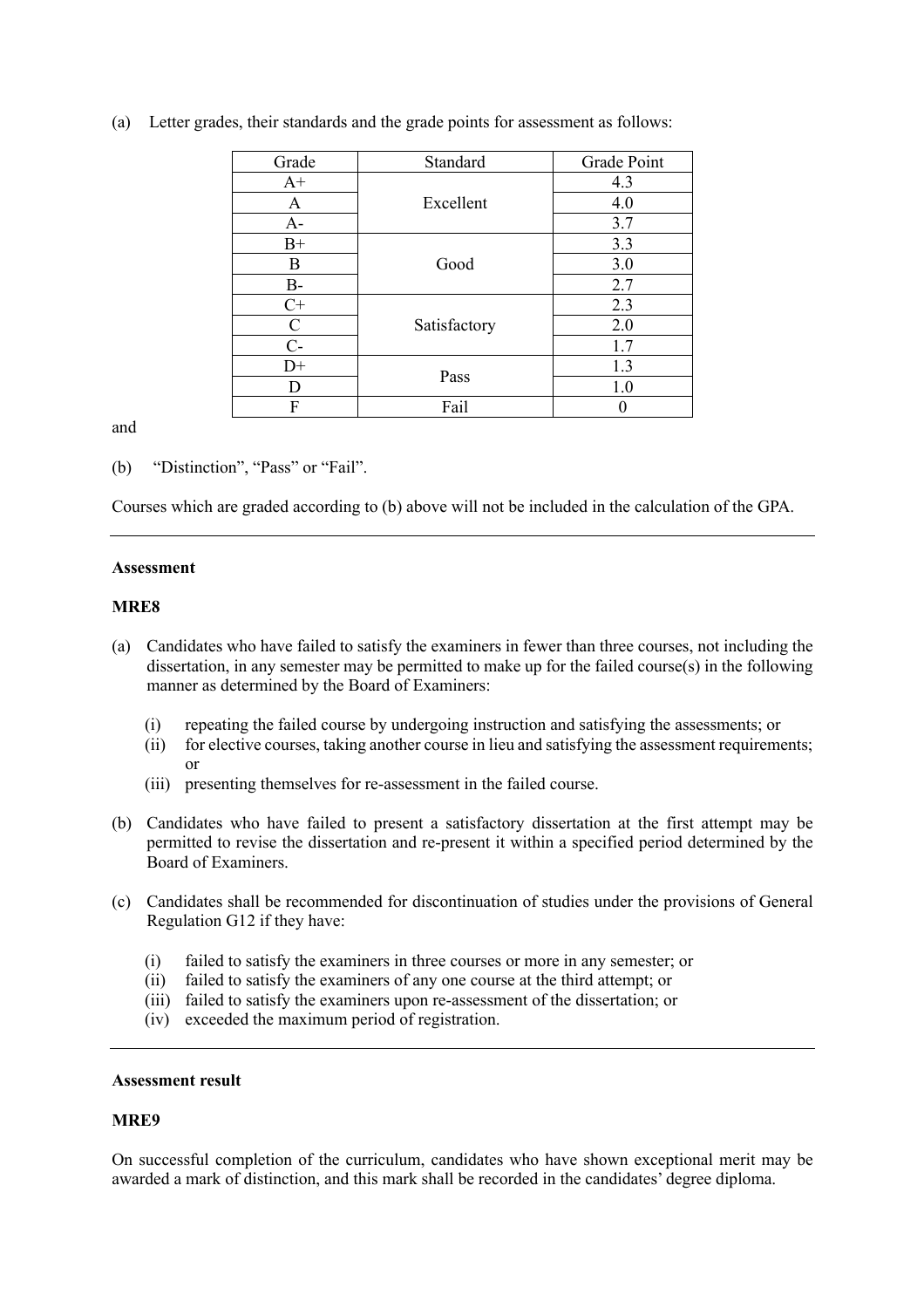(a) Letter grades, their standards and the grade points for assessment as follows:

| Grade | Standard | Grade Point |
|---|---|---|
| A+ | Excellent | 4.3 |
| A | | 4.0 |
| A- | | 3.7 |
| B+ | Good | 3.3 |
| B | | 3.0 |
| B- | | 2.7 |
| C+ | Satisfactory | 2.3 |
| C | | 2.0 |
| C- | | 1.7 |
| D+ | Pass | 1.3 |
| D | | 1.0 |
| F | Fail | 0 |

and

(b) "Distinction", "Pass" or "Fail".

Courses which are graded according to (b) above will not be included in the calculation of the GPA.

---

**Assessment**

**MRE8**

(a) Candidates who have failed to satisfy the examiners in fewer than three courses, not including the dissertation, in any semester may be permitted to make up for the failed course(s) in the following manner as determined by the Board of Examiners:

- (i) repeating the failed course by undergoing instruction and satisfying the assessments; or
- (ii) for elective courses, taking another course in lieu and satisfying the assessment requirements; or
- (iii) presenting themselves for re-assessment in the failed course.

(b) Candidates who have failed to present a satisfactory dissertation at the first attempt may be permitted to revise the dissertation and re-present it within a specified period determined by the Board of Examiners.

(c) Candidates shall be recommended for discontinuation of studies under the provisions of General Regulation G12 if they have:

- (i) failed to satisfy the examiners in three courses or more in any semester; or
- (ii) failed to satisfy the examiners of any one course at the third attempt; or
- (iii) failed to satisfy the examiners upon re-assessment of the dissertation; or
- (iv) exceeded the maximum period of registration.

---

**Assessment result**

**MRE9**

On successful completion of the curriculum, candidates who have shown exceptional merit may be awarded a mark of distinction, and this mark shall be recorded in the candidates' degree diploma.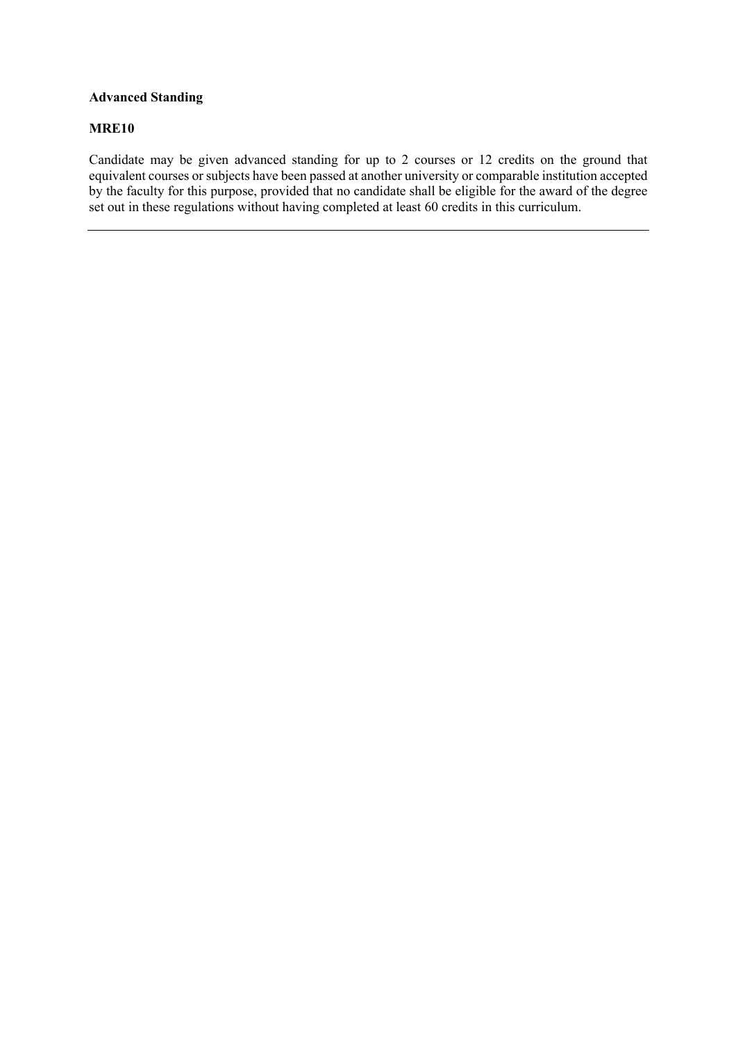**Advanced Standing**

**MRE10**

Candidate may be given advanced standing for up to 2 courses or 12 credits on the ground that equivalent courses or subjects have been passed at another university or comparable institution accepted by the faculty for this purpose, provided that no candidate shall be eligible for the award of the degree set out in these regulations without having completed at least 60 credits in this curriculum.

---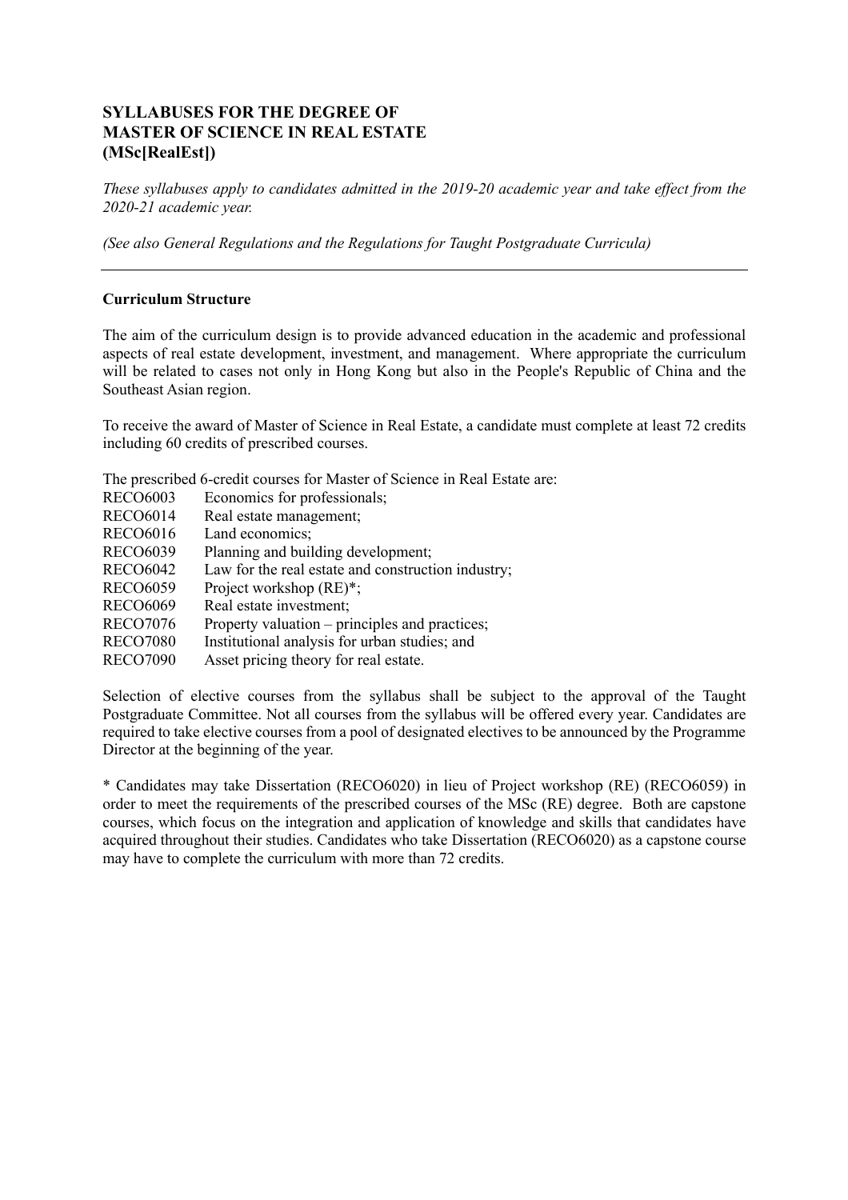# SYLLABUSES FOR THE DEGREE OF MASTER OF SCIENCE IN REAL ESTATE (MSc[RealEst])

*These syllabuses apply to candidates admitted in the 2019-20 academic year and take effect from the 2020-21 academic year.*

*(See also General Regulations and the Regulations for Taught Postgraduate Curricula)*

---

**Curriculum Structure**

The aim of the curriculum design is to provide advanced education in the academic and professional aspects of real estate development, investment, and management. Where appropriate the curriculum will be related to cases not only in Hong Kong but also in the People's Republic of China and the Southeast Asian region.

To receive the award of Master of Science in Real Estate, a candidate must complete at least 72 credits including 60 credits of prescribed courses.

The prescribed 6-credit courses for Master of Science in Real Estate are:

| | |
|---|---|
| RECO6003 | Economics for professionals; |
| RECO6014 | Real estate management; |
| RECO6016 | Land economics; |
| RECO6039 | Planning and building development; |
| RECO6042 | Law for the real estate and construction industry; |
| RECO6059 | Project workshop (RE)*; |
| RECO6069 | Real estate investment; |
| RECO7076 | Property valuation – principles and practices; |
| RECO7080 | Institutional analysis for urban studies; and |
| RECO7090 | Asset pricing theory for real estate. |

Selection of elective courses from the syllabus shall be subject to the approval of the Taught Postgraduate Committee. Not all courses from the syllabus will be offered every year. Candidates are required to take elective courses from a pool of designated electives to be announced by the Programme Director at the beginning of the year.

\* Candidates may take Dissertation (RECO6020) in lieu of Project workshop (RE) (RECO6059) in order to meet the requirements of the prescribed courses of the MSc (RE) degree. Both are capstone courses, which focus on the integration and application of knowledge and skills that candidates have acquired throughout their studies. Candidates who take Dissertation (RECO6020) as a capstone course may have to complete the curriculum with more than 72 credits.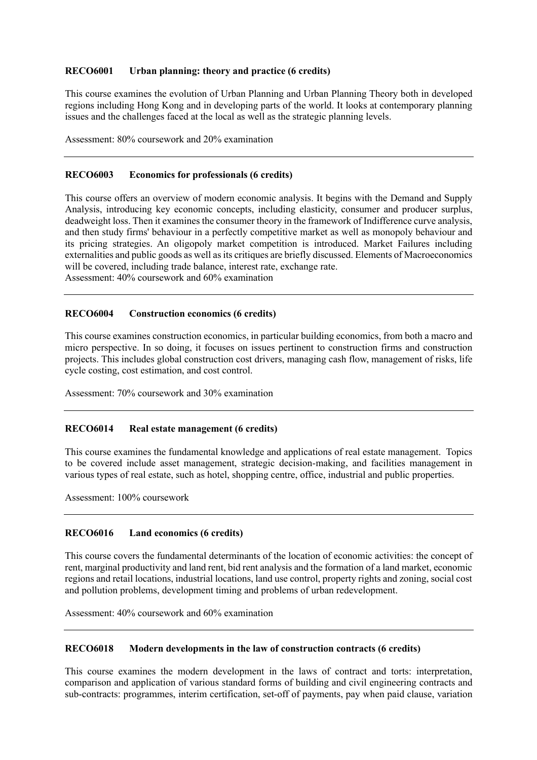### RECO6001 Urban planning: theory and practice (6 credits)

This course examines the evolution of Urban Planning and Urban Planning Theory both in developed regions including Hong Kong and in developing parts of the world. It looks at contemporary planning issues and the challenges faced at the local as well as the strategic planning levels.

Assessment: 80% coursework and 20% examination

---

### RECO6003 Economics for professionals (6 credits)

This course offers an overview of modern economic analysis. It begins with the Demand and Supply Analysis, introducing key economic concepts, including elasticity, consumer and producer surplus, deadweight loss. Then it examines the consumer theory in the framework of Indifference curve analysis, and then study firms' behaviour in a perfectly competitive market as well as monopoly behaviour and its pricing strategies. An oligopoly market competition is introduced. Market Failures including externalities and public goods as well as its critiques are briefly discussed. Elements of Macroeconomics will be covered, including trade balance, interest rate, exchange rate.
Assessment: 40% coursework and 60% examination

---

### RECO6004 Construction economics (6 credits)

This course examines construction economics, in particular building economics, from both a macro and micro perspective. In so doing, it focuses on issues pertinent to construction firms and construction projects. This includes global construction cost drivers, managing cash flow, management of risks, life cycle costing, cost estimation, and cost control.

Assessment: 70% coursework and 30% examination

---

### RECO6014 Real estate management (6 credits)

This course examines the fundamental knowledge and applications of real estate management. Topics to be covered include asset management, strategic decision-making, and facilities management in various types of real estate, such as hotel, shopping centre, office, industrial and public properties.

Assessment: 100% coursework

---

### RECO6016 Land economics (6 credits)

This course covers the fundamental determinants of the location of economic activities: the concept of rent, marginal productivity and land rent, bid rent analysis and the formation of a land market, economic regions and retail locations, industrial locations, land use control, property rights and zoning, social cost and pollution problems, development timing and problems of urban redevelopment.

Assessment: 40% coursework and 60% examination

---

### RECO6018 Modern developments in the law of construction contracts (6 credits)

This course examines the modern development in the laws of contract and torts: interpretation, comparison and application of various standard forms of building and civil engineering contracts and sub-contracts: programmes, interim certification, set-off of payments, pay when paid clause, variation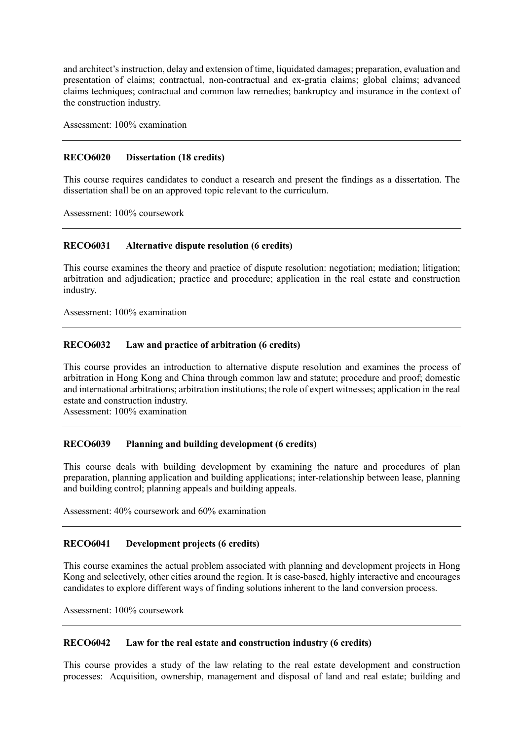and architect's instruction, delay and extension of time, liquidated damages; preparation, evaluation and presentation of claims; contractual, non-contractual and ex-gratia claims; global claims; advanced claims techniques; contractual and common law remedies; bankruptcy and insurance in the context of the construction industry.

Assessment: 100% examination

---

**RECO6020 Dissertation (18 credits)**

This course requires candidates to conduct a research and present the findings as a dissertation. The dissertation shall be on an approved topic relevant to the curriculum.

Assessment: 100% coursework

---

**RECO6031 Alternative dispute resolution (6 credits)**

This course examines the theory and practice of dispute resolution: negotiation; mediation; litigation; arbitration and adjudication; practice and procedure; application in the real estate and construction industry.

Assessment: 100% examination

---

**RECO6032 Law and practice of arbitration (6 credits)**

This course provides an introduction to alternative dispute resolution and examines the process of arbitration in Hong Kong and China through common law and statute; procedure and proof; domestic and international arbitrations; arbitration institutions; the role of expert witnesses; application in the real estate and construction industry.
Assessment: 100% examination

---

**RECO6039 Planning and building development (6 credits)**

This course deals with building development by examining the nature and procedures of plan preparation, planning application and building applications; inter-relationship between lease, planning and building control; planning appeals and building appeals.

Assessment: 40% coursework and 60% examination

---

**RECO6041 Development projects (6 credits)**

This course examines the actual problem associated with planning and development projects in Hong Kong and selectively, other cities around the region. It is case-based, highly interactive and encourages candidates to explore different ways of finding solutions inherent to the land conversion process.

Assessment: 100% coursework

---

**RECO6042 Law for the real estate and construction industry (6 credits)**

This course provides a study of the law relating to the real estate development and construction processes: Acquisition, ownership, management and disposal of land and real estate; building and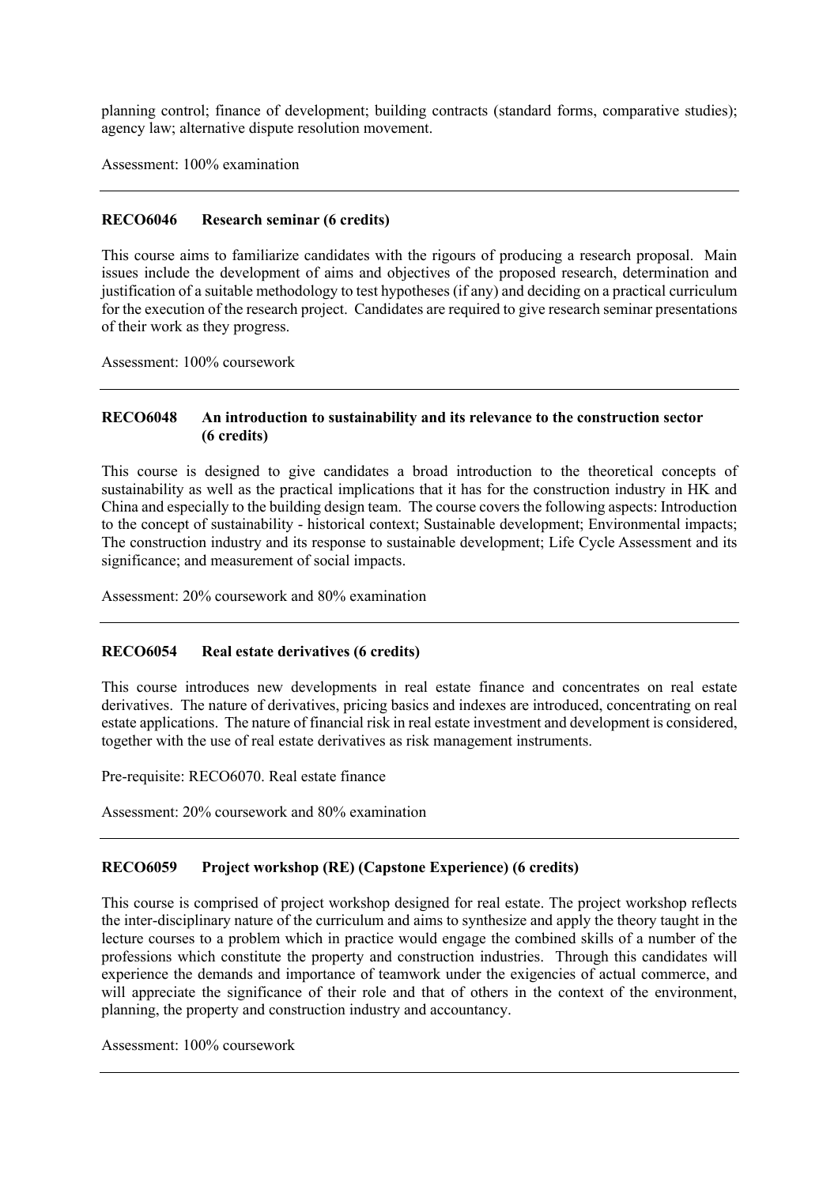planning control; finance of development; building contracts (standard forms, comparative studies); agency law; alternative dispute resolution movement.

Assessment: 100% examination

---

### RECO6046 Research seminar (6 credits)

This course aims to familiarize candidates with the rigours of producing a research proposal. Main issues include the development of aims and objectives of the proposed research, determination and justification of a suitable methodology to test hypotheses (if any) and deciding on a practical curriculum for the execution of the research project. Candidates are required to give research seminar presentations of their work as they progress.

Assessment: 100% coursework

---

### RECO6048 An introduction to sustainability and its relevance to the construction sector (6 credits)

This course is designed to give candidates a broad introduction to the theoretical concepts of sustainability as well as the practical implications that it has for the construction industry in HK and China and especially to the building design team. The course covers the following aspects: Introduction to the concept of sustainability - historical context; Sustainable development; Environmental impacts; The construction industry and its response to sustainable development; Life Cycle Assessment and its significance; and measurement of social impacts.

Assessment: 20% coursework and 80% examination

---

### RECO6054 Real estate derivatives (6 credits)

This course introduces new developments in real estate finance and concentrates on real estate derivatives. The nature of derivatives, pricing basics and indexes are introduced, concentrating on real estate applications. The nature of financial risk in real estate investment and development is considered, together with the use of real estate derivatives as risk management instruments.

Pre-requisite: RECO6070. Real estate finance

Assessment: 20% coursework and 80% examination

---

### RECO6059 Project workshop (RE) (Capstone Experience) (6 credits)

This course is comprised of project workshop designed for real estate. The project workshop reflects the inter-disciplinary nature of the curriculum and aims to synthesize and apply the theory taught in the lecture courses to a problem which in practice would engage the combined skills of a number of the professions which constitute the property and construction industries. Through this candidates will experience the demands and importance of teamwork under the exigencies of actual commerce, and will appreciate the significance of their role and that of others in the context of the environment, planning, the property and construction industry and accountancy.

Assessment: 100% coursework

---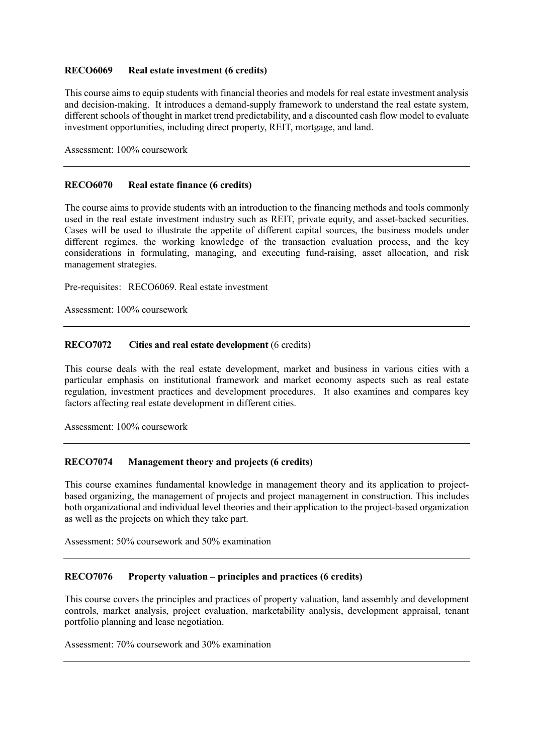**RECO6069 Real estate investment (6 credits)**

This course aims to equip students with financial theories and models for real estate investment analysis and decision-making. It introduces a demand-supply framework to understand the real estate system, different schools of thought in market trend predictability, and a discounted cash flow model to evaluate investment opportunities, including direct property, REIT, mortgage, and land.

Assessment: 100% coursework

---

**RECO6070 Real estate finance (6 credits)**

The course aims to provide students with an introduction to the financing methods and tools commonly used in the real estate investment industry such as REIT, private equity, and asset-backed securities. Cases will be used to illustrate the appetite of different capital sources, the business models under different regimes, the working knowledge of the transaction evaluation process, and the key considerations in formulating, managing, and executing fund-raising, asset allocation, and risk management strategies.

Pre-requisites: RECO6069. Real estate investment

Assessment: 100% coursework

---

**RECO7072 Cities and real estate development** (6 credits)

This course deals with the real estate development, market and business in various cities with a particular emphasis on institutional framework and market economy aspects such as real estate regulation, investment practices and development procedures. It also examines and compares key factors affecting real estate development in different cities.

Assessment: 100% coursework

---

**RECO7074 Management theory and projects (6 credits)**

This course examines fundamental knowledge in management theory and its application to project-based organizing, the management of projects and project management in construction. This includes both organizational and individual level theories and their application to the project-based organization as well as the projects on which they take part.

Assessment: 50% coursework and 50% examination

---

**RECO7076 Property valuation – principles and practices (6 credits)**

This course covers the principles and practices of property valuation, land assembly and development controls, market analysis, project evaluation, marketability analysis, development appraisal, tenant portfolio planning and lease negotiation.

Assessment: 70% coursework and 30% examination

---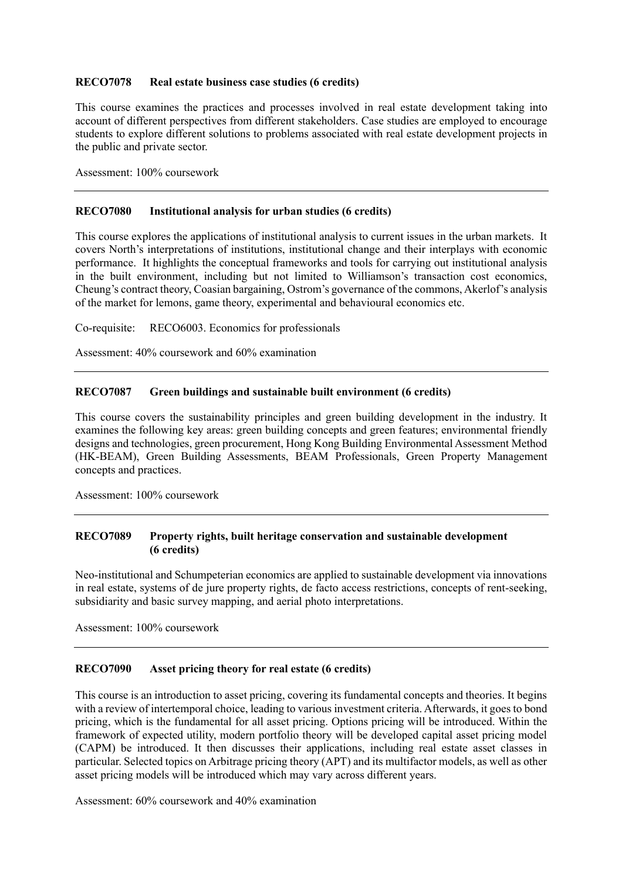**RECO7078 Real estate business case studies (6 credits)**

This course examines the practices and processes involved in real estate development taking into account of different perspectives from different stakeholders. Case studies are employed to encourage students to explore different solutions to problems associated with real estate development projects in the public and private sector.

Assessment: 100% coursework

---

**RECO7080 Institutional analysis for urban studies (6 credits)**

This course explores the applications of institutional analysis to current issues in the urban markets. It covers North's interpretations of institutions, institutional change and their interplays with economic performance. It highlights the conceptual frameworks and tools for carrying out institutional analysis in the built environment, including but not limited to Williamson's transaction cost economics, Cheung's contract theory, Coasian bargaining, Ostrom's governance of the commons, Akerlof's analysis of the market for lemons, game theory, experimental and behavioural economics etc.

Co-requisite: RECO6003. Economics for professionals

Assessment: 40% coursework and 60% examination

---

**RECO7087 Green buildings and sustainable built environment (6 credits)**

This course covers the sustainability principles and green building development in the industry. It examines the following key areas: green building concepts and green features; environmental friendly designs and technologies, green procurement, Hong Kong Building Environmental Assessment Method (HK-BEAM), Green Building Assessments, BEAM Professionals, Green Property Management concepts and practices.

Assessment: 100% coursework

---

**RECO7089 Property rights, built heritage conservation and sustainable development (6 credits)**

Neo-institutional and Schumpeterian economics are applied to sustainable development via innovations in real estate, systems of de jure property rights, de facto access restrictions, concepts of rent-seeking, subsidiarity and basic survey mapping, and aerial photo interpretations.

Assessment: 100% coursework

---

**RECO7090 Asset pricing theory for real estate (6 credits)**

This course is an introduction to asset pricing, covering its fundamental concepts and theories. It begins with a review of intertemporal choice, leading to various investment criteria. Afterwards, it goes to bond pricing, which is the fundamental for all asset pricing. Options pricing will be introduced. Within the framework of expected utility, modern portfolio theory will be developed capital asset pricing model (CAPM) be introduced. It then discusses their applications, including real estate asset classes in particular. Selected topics on Arbitrage pricing theory (APT) and its multifactor models, as well as other asset pricing models will be introduced which may vary across different years.

Assessment: 60% coursework and 40% examination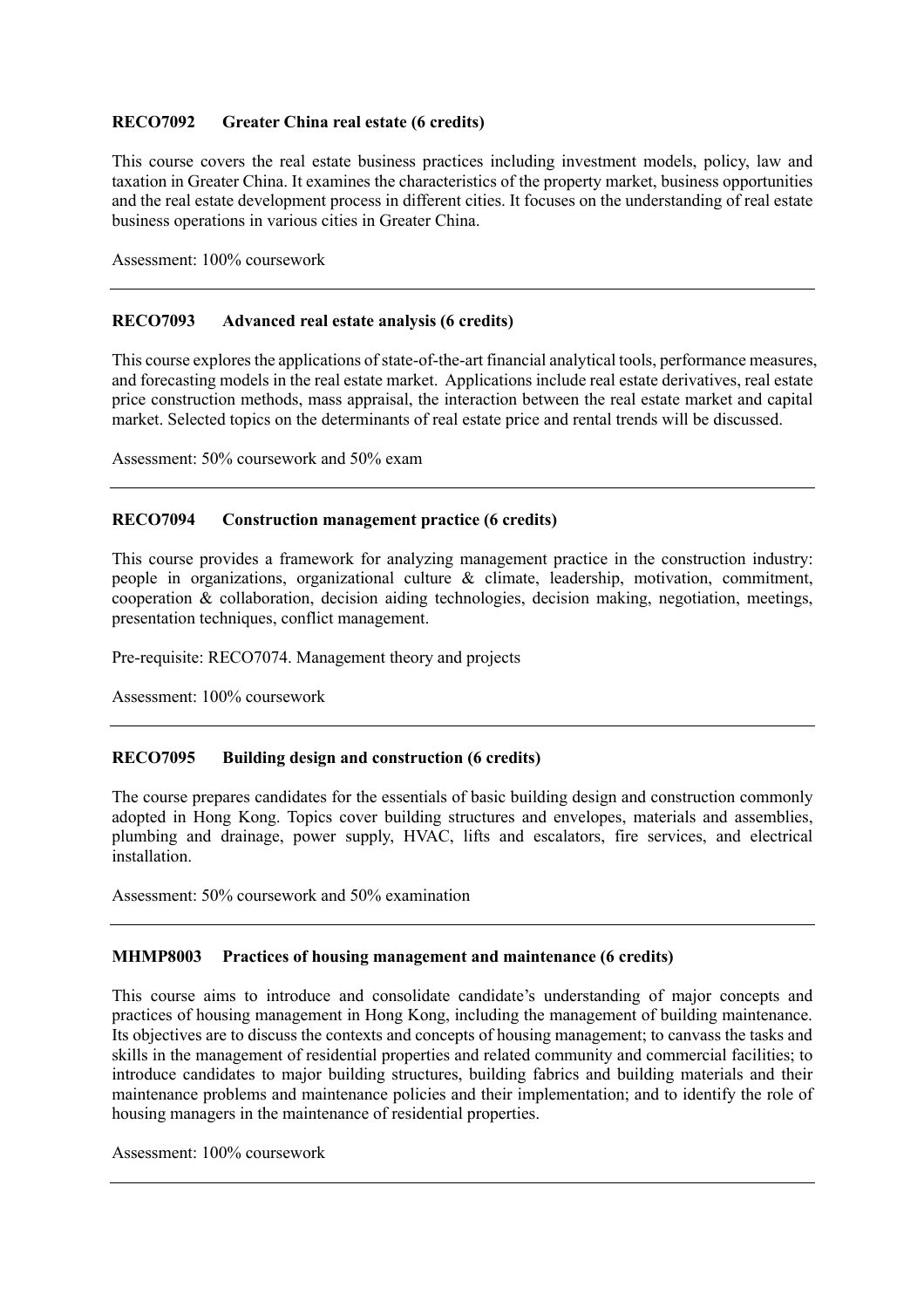**RECO7092 Greater China real estate (6 credits)**

This course covers the real estate business practices including investment models, policy, law and taxation in Greater China. It examines the characteristics of the property market, business opportunities and the real estate development process in different cities. It focuses on the understanding of real estate business operations in various cities in Greater China.

Assessment: 100% coursework

---

**RECO7093 Advanced real estate analysis (6 credits)**

This course explores the applications of state-of-the-art financial analytical tools, performance measures, and forecasting models in the real estate market. Applications include real estate derivatives, real estate price construction methods, mass appraisal, the interaction between the real estate market and capital market. Selected topics on the determinants of real estate price and rental trends will be discussed.

Assessment: 50% coursework and 50% exam

---

**RECO7094 Construction management practice (6 credits)**

This course provides a framework for analyzing management practice in the construction industry: people in organizations, organizational culture & climate, leadership, motivation, commitment, cooperation & collaboration, decision aiding technologies, decision making, negotiation, meetings, presentation techniques, conflict management.

Pre-requisite: RECO7074. Management theory and projects

Assessment: 100% coursework

---

**RECO7095 Building design and construction (6 credits)**

The course prepares candidates for the essentials of basic building design and construction commonly adopted in Hong Kong. Topics cover building structures and envelopes, materials and assemblies, plumbing and drainage, power supply, HVAC, lifts and escalators, fire services, and electrical installation.

Assessment: 50% coursework and 50% examination

---

**MHMP8003 Practices of housing management and maintenance (6 credits)**

This course aims to introduce and consolidate candidate's understanding of major concepts and practices of housing management in Hong Kong, including the management of building maintenance. Its objectives are to discuss the contexts and concepts of housing management; to canvass the tasks and skills in the management of residential properties and related community and commercial facilities; to introduce candidates to major building structures, building fabrics and building materials and their maintenance problems and maintenance policies and their implementation; and to identify the role of housing managers in the maintenance of residential properties.

Assessment: 100% coursework

---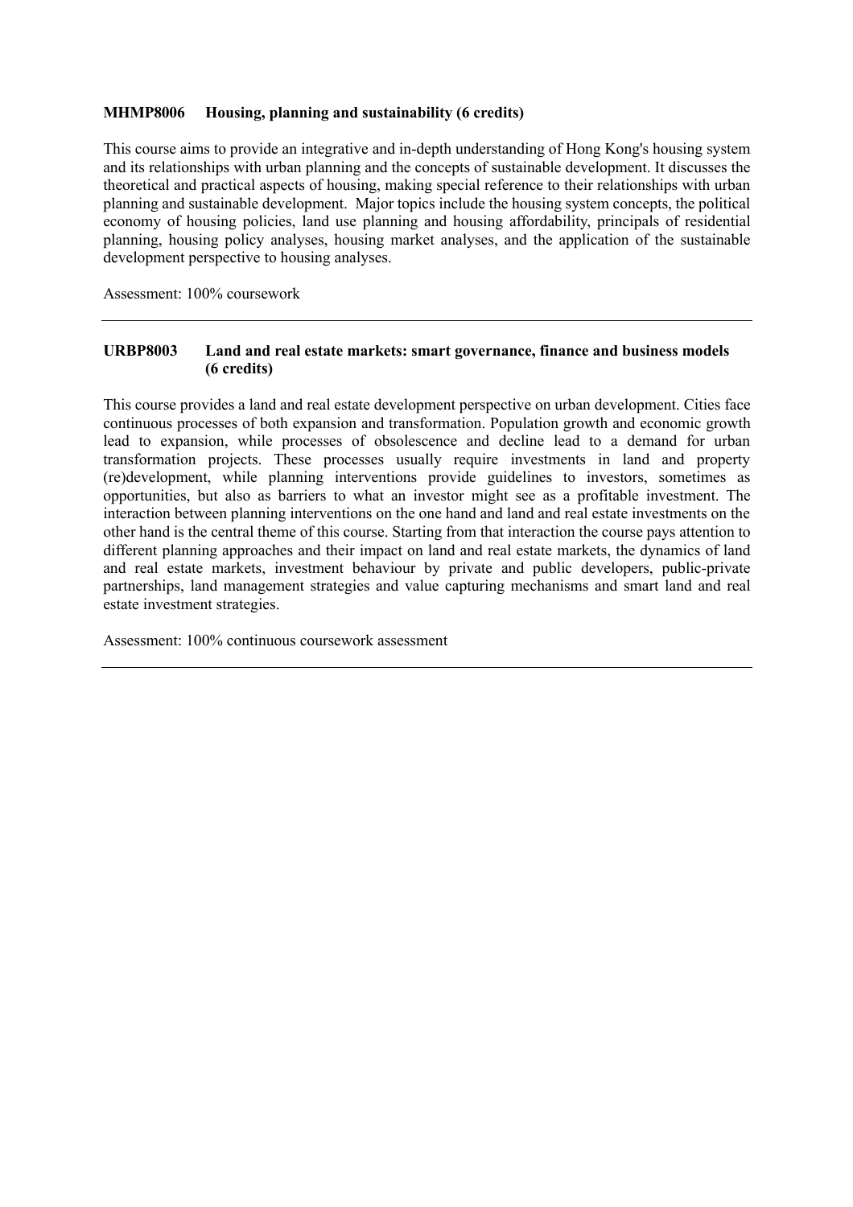**MHMP8006 Housing, planning and sustainability (6 credits)**

This course aims to provide an integrative and in-depth understanding of Hong Kong's housing system and its relationships with urban planning and the concepts of sustainable development. It discusses the theoretical and practical aspects of housing, making special reference to their relationships with urban planning and sustainable development. Major topics include the housing system concepts, the political economy of housing policies, land use planning and housing affordability, principals of residential planning, housing policy analyses, housing market analyses, and the application of the sustainable development perspective to housing analyses.

Assessment: 100% coursework

---

**URBP8003 Land and real estate markets: smart governance, finance and business models (6 credits)**

This course provides a land and real estate development perspective on urban development. Cities face continuous processes of both expansion and transformation. Population growth and economic growth lead to expansion, while processes of obsolescence and decline lead to a demand for urban transformation projects. These processes usually require investments in land and property (re)development, while planning interventions provide guidelines to investors, sometimes as opportunities, but also as barriers to what an investor might see as a profitable investment. The interaction between planning interventions on the one hand and land and real estate investments on the other hand is the central theme of this course. Starting from that interaction the course pays attention to different planning approaches and their impact on land and real estate markets, the dynamics of land and real estate markets, investment behaviour by private and public developers, public-private partnerships, land management strategies and value capturing mechanisms and smart land and real estate investment strategies.

Assessment: 100% continuous coursework assessment

---